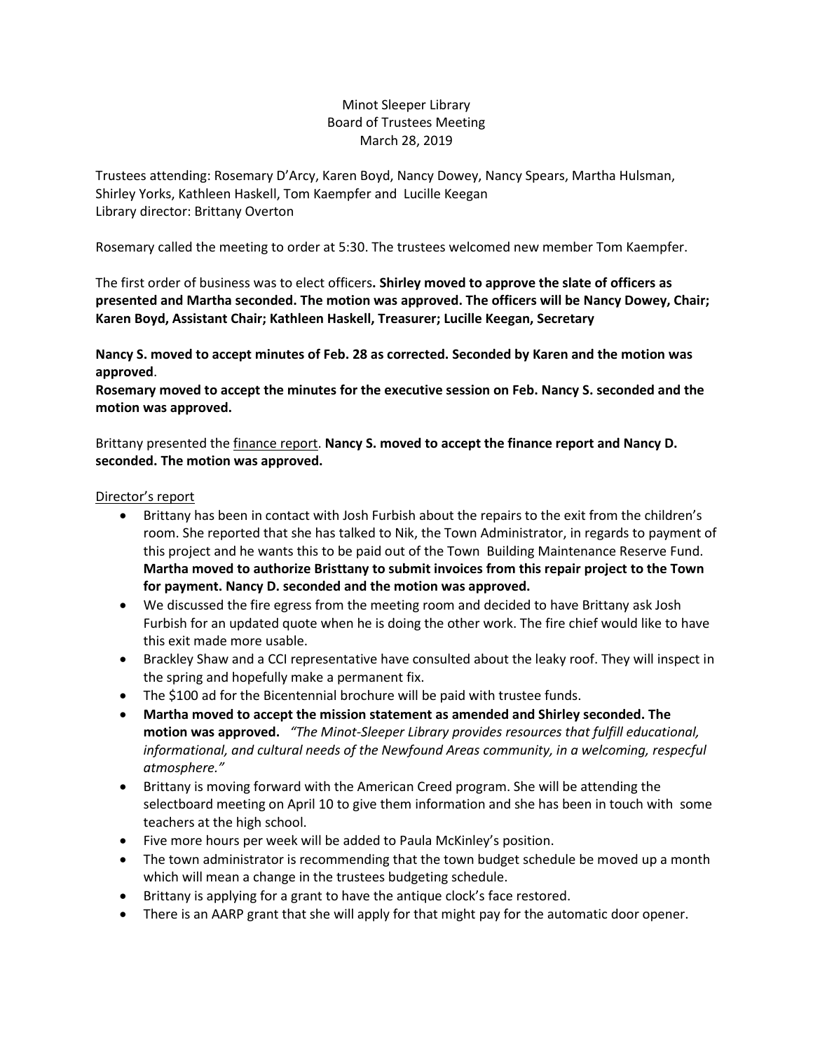Minot Sleeper Library
Board of Trustees Meeting
March 28, 2019

Trustees attending: Rosemary D'Arcy, Karen Boyd, Nancy Dowey, Nancy Spears, Martha Hulsman, Shirley Yorks, Kathleen Haskell, Tom Kaempfer and Lucille Keegan
Library director: Brittany Overton

Rosemary called the meeting to order at 5:30. The trustees welcomed new member Tom Kaempfer.

The first order of business was to elect officers**. Shirley moved to approve the slate of officers as presented and Martha seconded. The motion was approved. The officers will be Nancy Dowey, Chair; Karen Boyd, Assistant Chair; Kathleen Haskell, Treasurer; Lucille Keegan, Secretary**

**Nancy S. moved to accept minutes of Feb. 28 as corrected. Seconded by Karen and the motion was approved**.
**Rosemary moved to accept the minutes for the executive session on Feb. Nancy S. seconded and the motion was approved.**

Brittany presented the finance report. **Nancy S. moved to accept the finance report and Nancy D. seconded. The motion was approved.**

Director's report

- Brittany has been in contact with Josh Furbish about the repairs to the exit from the children's room. She reported that she has talked to Nik, the Town Administrator, in regards to payment of this project and he wants this to be paid out of the Town Building Maintenance Reserve Fund. **Martha moved to authorize Bristtany to submit invoices from this repair project to the Town for payment. Nancy D. seconded and the motion was approved.**
- We discussed the fire egress from the meeting room and decided to have Brittany ask Josh Furbish for an updated quote when he is doing the other work. The fire chief would like to have this exit made more usable.
- Brackley Shaw and a CCI representative have consulted about the leaky roof. They will inspect in the spring and hopefully make a permanent fix.
- The $100 ad for the Bicentennial brochure will be paid with trustee funds.
- **Martha moved to accept the mission statement as amended and Shirley seconded. The motion was approved.** *"The Minot-Sleeper Library provides resources that fulfill educational, informational, and cultural needs of the Newfound Areas community, in a welcoming, respecful atmosphere."*
- Brittany is moving forward with the American Creed program. She will be attending the selectboard meeting on April 10 to give them information and she has been in touch with some teachers at the high school.
- Five more hours per week will be added to Paula McKinley's position.
- The town administrator is recommending that the town budget schedule be moved up a month which will mean a change in the trustees budgeting schedule.
- Brittany is applying for a grant to have the antique clock's face restored.
- There is an AARP grant that she will apply for that might pay for the automatic door opener.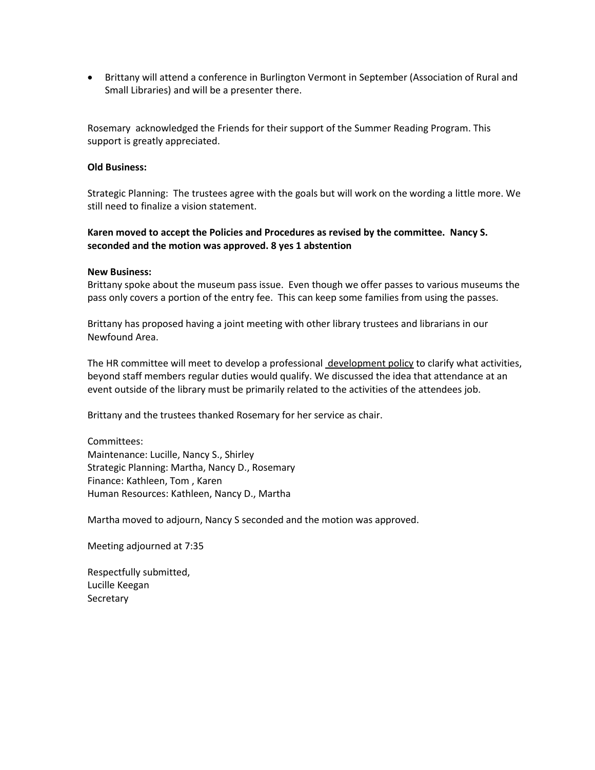- Brittany will attend a conference in Burlington Vermont in September (Association of Rural and Small Libraries) and will be a presenter there.

Rosemary acknowledged the Friends for their support of the Summer Reading Program. This support is greatly appreciated.

**Old Business:**

Strategic Planning: The trustees agree with the goals but will work on the wording a little more. We still need to finalize a vision statement.

**Karen moved to accept the Policies and Procedures as revised by the committee. Nancy S. seconded and the motion was approved. 8 yes 1 abstention**

**New Business:**

Brittany spoke about the museum pass issue. Even though we offer passes to various museums the pass only covers a portion of the entry fee. This can keep some families from using the passes.

Brittany has proposed having a joint meeting with other library trustees and librarians in our Newfound Area.

The HR committee will meet to develop a professional development policy to clarify what activities, beyond staff members regular duties would qualify. We discussed the idea that attendance at an event outside of the library must be primarily related to the activities of the attendees job.

Brittany and the trustees thanked Rosemary for her service as chair.

Committees:
Maintenance: Lucille, Nancy S., Shirley
Strategic Planning: Martha, Nancy D., Rosemary
Finance: Kathleen, Tom , Karen
Human Resources: Kathleen, Nancy D., Martha

Martha moved to adjourn, Nancy S seconded and the motion was approved.

Meeting adjourned at 7:35

Respectfully submitted,
Lucille Keegan
Secretary